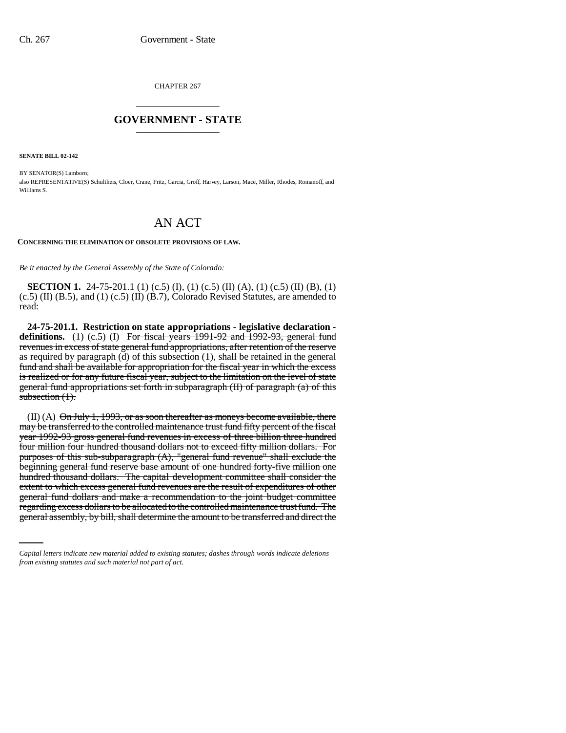CHAPTER 267

## GOVERNMENT - STATE

**SENATE BILL 02-142**

BY SENATOR(S) Lamborn;
also REPRESENTATIVE(S) Schultheis, Cloer, Crane, Fritz, Garcia, Groff, Harvey, Larson, Mace, Miller, Rhodes, Romanoff, and Williams S.

# AN ACT

**CONCERNING THE ELIMINATION OF OBSOLETE PROVISIONS OF LAW.**

*Be it enacted by the General Assembly of the State of Colorado:*

**SECTION 1.** 24-75-201.1 (1) (c.5) (I), (1) (c.5) (II) (A), (1) (c.5) (II) (B), (1) (c.5) (II) (B.5), and (1) (c.5) (II) (B.7), Colorado Revised Statutes, are amended to read:

**24-75-201.1. Restriction on state appropriations - legislative declaration - definitions.** (1) (c.5) (I) ~~For fiscal years 1991-92 and 1992-93, general fund revenues in excess of state general fund appropriations, after retention of the reserve as required by paragraph (d) of this subsection (1), shall be retained in the general fund and shall be available for appropriation for the fiscal year in which the excess is realized or for any future fiscal year, subject to the limitation on the level of state general fund appropriations set forth in subparagraph (II) of paragraph (a) of this subsection (1).~~

(II) (A) ~~On July 1, 1993, or as soon thereafter as moneys become available, there may be transferred to the controlled maintenance trust fund fifty percent of the fiscal year 1992-93 gross general fund revenues in excess of three billion three hundred four million four hundred thousand dollars not to exceed fifty million dollars. For purposes of this sub-subparagraph (A), "general fund revenue" shall exclude the beginning general fund reserve base amount of one hundred forty-five million one hundred thousand dollars. The capital development committee shall consider the extent to which excess general fund revenues are the result of expenditures of other general fund dollars and make a recommendation to the joint budget committee regarding excess dollars to be allocated to the controlled maintenance trust fund. The general assembly, by bill, shall determine the amount to be transferred and direct the~~

*Capital letters indicate new material added to existing statutes; dashes through words indicate deletions from existing statutes and such material not part of act.*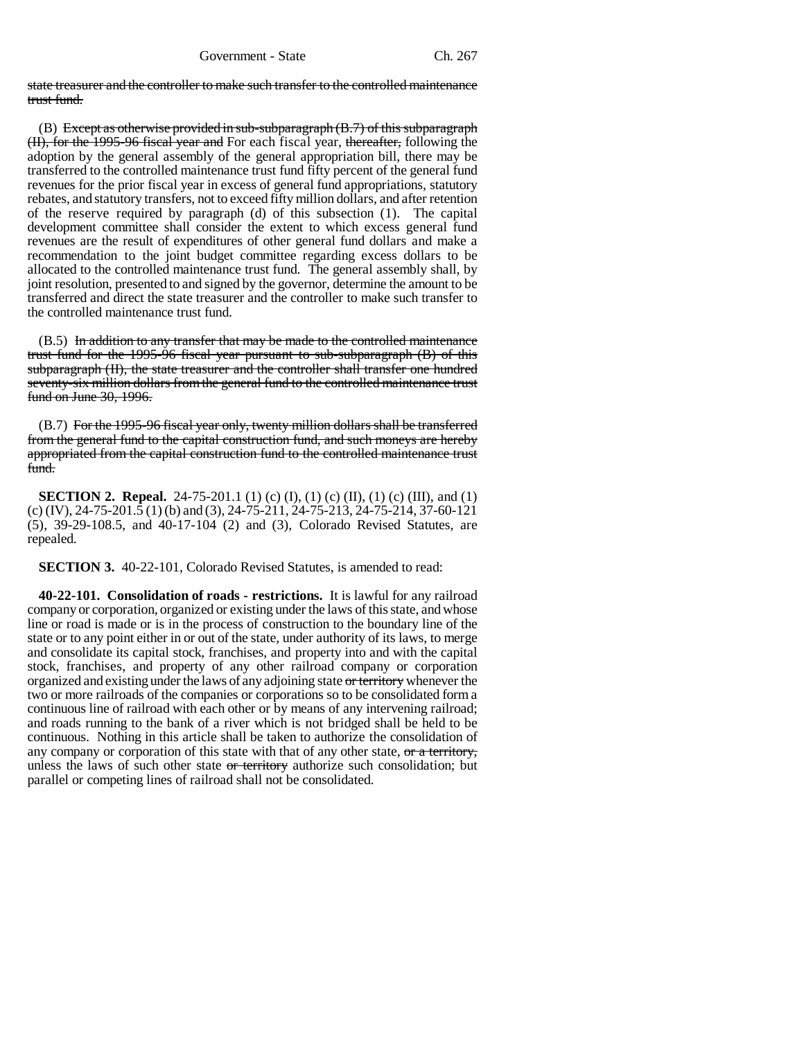state treasurer and the controller to make such transfer to the controlled maintenance trust fund.

(B) Except as otherwise provided in sub-subparagraph (B.7) of this subparagraph (II), for the 1995-96 fiscal year and For each fiscal year, thereafter, following the adoption by the general assembly of the general appropriation bill, there may be transferred to the controlled maintenance trust fund fifty percent of the general fund revenues for the prior fiscal year in excess of general fund appropriations, statutory rebates, and statutory transfers, not to exceed fifty million dollars, and after retention of the reserve required by paragraph (d) of this subsection (1). The capital development committee shall consider the extent to which excess general fund revenues are the result of expenditures of other general fund dollars and make a recommendation to the joint budget committee regarding excess dollars to be allocated to the controlled maintenance trust fund. The general assembly shall, by joint resolution, presented to and signed by the governor, determine the amount to be transferred and direct the state treasurer and the controller to make such transfer to the controlled maintenance trust fund.

(B.5) In addition to any transfer that may be made to the controlled maintenance trust fund for the 1995-96 fiscal year pursuant to sub-subparagraph (B) of this subparagraph (II), the state treasurer and the controller shall transfer one hundred seventy-six million dollars from the general fund to the controlled maintenance trust fund on June 30, 1996.

(B.7) For the 1995-96 fiscal year only, twenty million dollars shall be transferred from the general fund to the capital construction fund, and such moneys are hereby appropriated from the capital construction fund to the controlled maintenance trust fund.

**SECTION 2. Repeal.** 24-75-201.1 (1) (c) (I), (1) (c) (II), (1) (c) (III), and (1) (c) (IV), 24-75-201.5 (1) (b) and (3), 24-75-211, 24-75-213, 24-75-214, 37-60-121 (5), 39-29-108.5, and 40-17-104 (2) and (3), Colorado Revised Statutes, are repealed.

**SECTION 3.** 40-22-101, Colorado Revised Statutes, is amended to read:

**40-22-101. Consolidation of roads - restrictions.** It is lawful for any railroad company or corporation, organized or existing under the laws of this state, and whose line or road is made or is in the process of construction to the boundary line of the state or to any point either in or out of the state, under authority of its laws, to merge and consolidate its capital stock, franchises, and property into and with the capital stock, franchises, and property of any other railroad company or corporation organized and existing under the laws of any adjoining state or territory whenever the two or more railroads of the companies or corporations so to be consolidated form a continuous line of railroad with each other or by means of any intervening railroad; and roads running to the bank of a river which is not bridged shall be held to be continuous. Nothing in this article shall be taken to authorize the consolidation of any company or corporation of this state with that of any other state, or a territory, unless the laws of such other state or territory authorize such consolidation; but parallel or competing lines of railroad shall not be consolidated.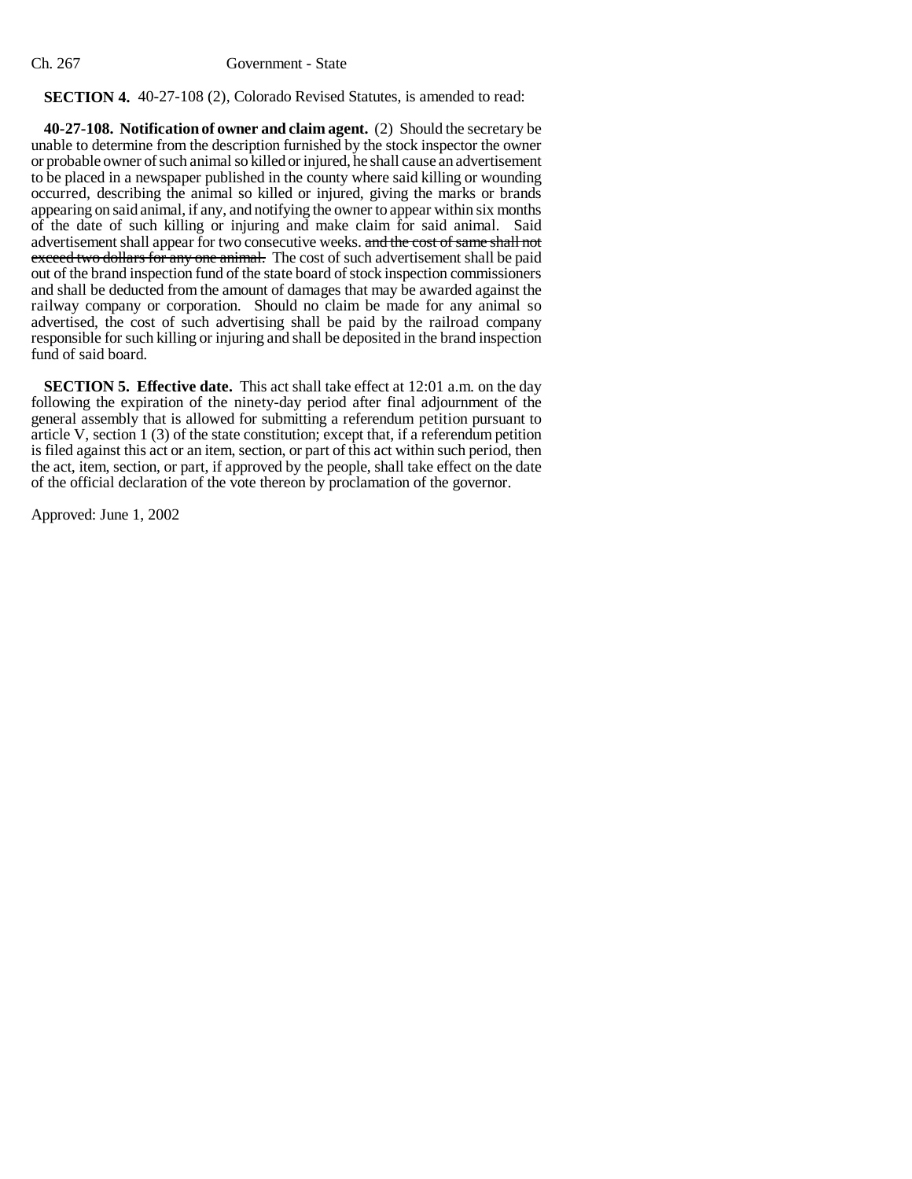**SECTION 4.** 40-27-108 (2), Colorado Revised Statutes, is amended to read:

**40-27-108. Notification of owner and claim agent.** (2) Should the secretary be unable to determine from the description furnished by the stock inspector the owner or probable owner of such animal so killed or injured, he shall cause an advertisement to be placed in a newspaper published in the county where said killing or wounding occurred, describing the animal so killed or injured, giving the marks or brands appearing on said animal, if any, and notifying the owner to appear within six months of the date of such killing or injuring and make claim for said animal. Said advertisement shall appear for two consecutive weeks. ~~and the cost of same shall not exceed two dollars for any one animal.~~ The cost of such advertisement shall be paid out of the brand inspection fund of the state board of stock inspection commissioners and shall be deducted from the amount of damages that may be awarded against the railway company or corporation. Should no claim be made for any animal so advertised, the cost of such advertising shall be paid by the railroad company responsible for such killing or injuring and shall be deposited in the brand inspection fund of said board.

**SECTION 5. Effective date.** This act shall take effect at 12:01 a.m. on the day following the expiration of the ninety-day period after final adjournment of the general assembly that is allowed for submitting a referendum petition pursuant to article V, section 1 (3) of the state constitution; except that, if a referendum petition is filed against this act or an item, section, or part of this act within such period, then the act, item, section, or part, if approved by the people, shall take effect on the date of the official declaration of the vote thereon by proclamation of the governor.

Approved: June 1, 2002